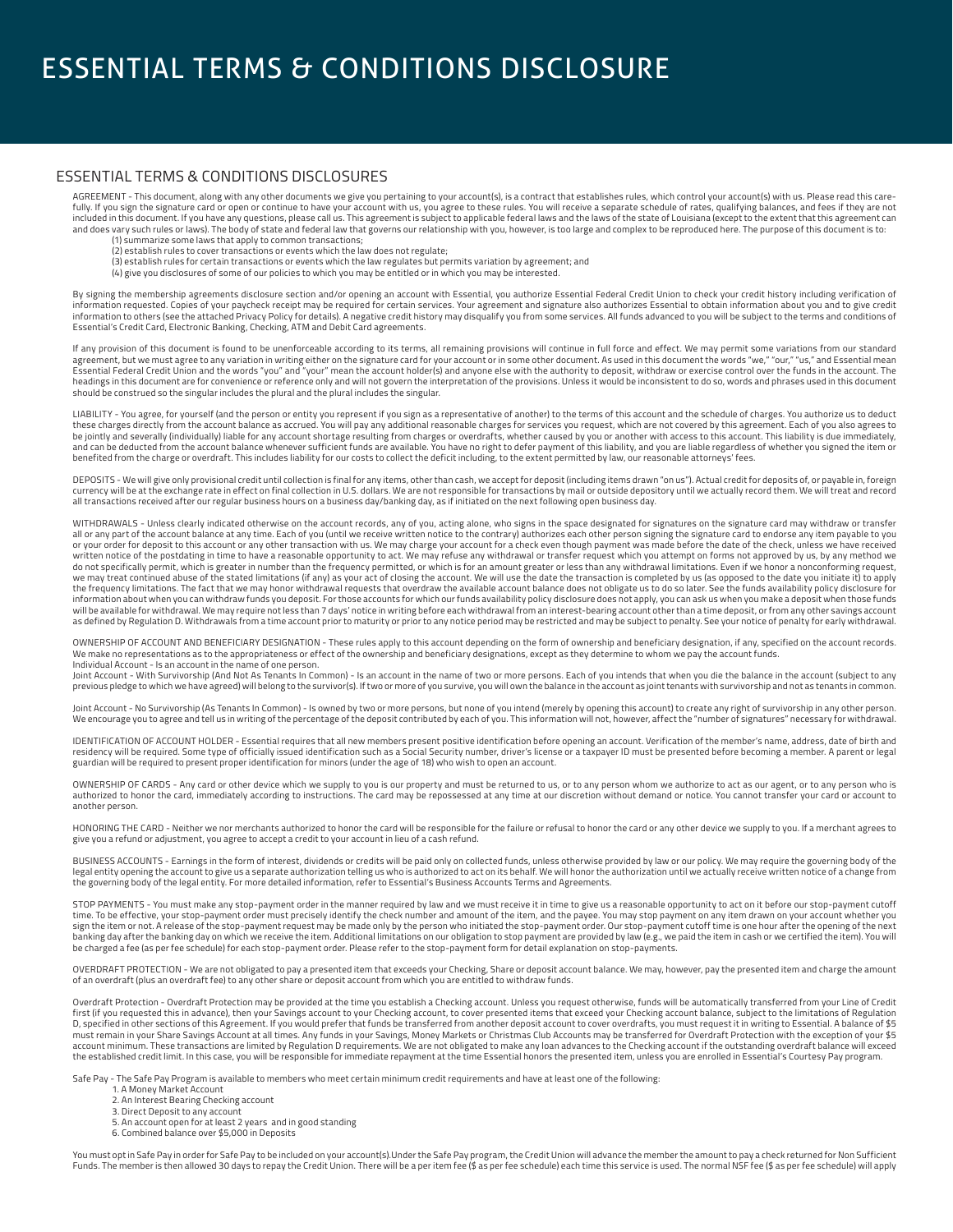# ESSENTIAL TERMS & CONDITIONS DISCLOSURE

## ESSENTIAL TERMS & CONDITIONS DISCLOSURES

AGREEMENT - This document, along with any other documents we give you pertaining to your account(s), is a contract that establishes rules, which control your account(s) with us. Please read this carefully. If you sign the signature card or open or continue to have your account with us, you agree to these rules. You will receive a separate schedule of rates, qualifying balances, and fees if they are not included in this document. If you have any questions, please call us. This agreement is subject to applicable federal laws and the laws of the state of Louisiana (except to the extent that this agreement can and does vary such rules or laws). The body of state and federal law that governs our relationship with you, however, is too large and complex to be reproduced here. The purpose of this document is to:

(1) summarize some laws that apply to common transactions;
(2) establish rules to cover transactions or events which the law does not regulate;
(3) establish rules for certain transactions or events which the law regulates but permits variation by agreement; and
(4) give you disclosures of some of our policies to which you may be entitled or in which you may be interested.

By signing the membership agreements disclosure section and/or opening an account with Essential, you authorize Essential Federal Credit Union to check your credit history including verification of information requested. Copies of your paycheck receipt may be required for certain services. Your agreement and signature also authorizes Essential to obtain information about you and to give credit information to others (see the attached Privacy Policy for details). A negative credit history may disqualify you from some services. All funds advanced to you will be subject to the terms and conditions of Essential's Credit Card, Electronic Banking, Checking, ATM and Debit Card agreements.

If any provision of this document is found to be unenforceable according to its terms, all remaining provisions will continue in full force and effect. We may permit some variations from our standard agreement, but we must agree to any variation in writing either on the signature card for your account or in some other document. As used in this document the words "we," "our," "us," and Essential mean Essential Federal Credit Union and the words "you" and "your" mean the account holder(s) and anyone else with the authority to deposit, withdraw or exercise control over the funds in the account. The headings in this document are for convenience or reference only and will not govern the interpretation of the provisions. Unless it would be inconsistent to do so, words and phrases used in this document should be construed so the singular includes the plural and the plural includes the singular.

LIABILITY - You agree, for yourself (and the person or entity you represent if you sign as a representative of another) to the terms of this account and the schedule of charges. You authorize us to deduct these charges directly from the account balance as accrued. You will pay any additional reasonable charges for services you request, which are not covered by this agreement. Each of you also agrees to be jointly and severally (individually) liable for any account shortage resulting from charges or overdrafts, whether caused by you or another with access to this account. This liability is due immediately, and can be deducted from the account balance whenever sufficient funds are available. You have no right to defer payment of this liability, and you are liable regardless of whether you signed the item or benefited from the charge or overdraft. This includes liability for our costs to collect the deficit including, to the extent permitted by law, our reasonable attorneys' fees.

DEPOSITS - We will give only provisional credit until collection is final for any items, other than cash, we accept for deposit (including items drawn "on us"). Actual credit for deposits of, or payable in, foreign currency will be at the exchange rate in effect on final collection in U.S. dollars. We are not responsible for transactions by mail or outside depository until we actually record them. We will treat and record all transactions received after our regular business hours on a business day/banking day, as if initiated on the next following open business day.

WITHDRAWALS - Unless clearly indicated otherwise on the account records, any of you, acting alone, who signs in the space designated for signatures on the signature card may withdraw or transfer all or any part of the account balance at any time. Each of you (until we receive written notice to the contrary) authorizes each other person signing the signature card to endorse any item payable to you or your order for deposit to this account or any other transaction with us. We may charge your account for a check even though payment was made before the date of the check, unless we have received written notice of the postdating in time to have a reasonable opportunity to act. We may refuse any withdrawal or transfer request which you attempt on forms not approved by us, by any method we do not specifically permit, which is greater in number than the frequency permitted, or which is for an amount greater or less than any withdrawal limitations. Even if we honor a nonconforming request, we may treat continued abuse of the stated limitations (if any) as your act of closing the account. We will use the date the transaction is completed by us (as opposed to the date you initiate it) to apply the frequency limitations. The fact that we may honor withdrawal requests that overdraw the available account balance does not obligate us to do so later. See the funds availability policy disclosure for information about when you can withdraw funds you deposit. For those accounts for which our funds availability policy disclosure does not apply, you can ask us when you make a deposit when those funds will be available for withdrawal. We may require not less than 7 days' notice in writing before each withdrawal from an interest-bearing account other than a time deposit, or from any other savings account as defined by Regulation D. Withdrawals from a time account prior to maturity or prior to any notice period may be restricted and may be subject to penalty. See your notice of penalty for early withdrawal.

OWNERSHIP OF ACCOUNT AND BENEFICIARY DESIGNATION - These rules apply to this account depending on the form of ownership and beneficiary designation, if any, specified on the account records. We make no representations as to the appropriateness or effect of the ownership and beneficiary designations, except as they determine to whom we pay the account funds.
Individual Account - Is an account in the name of one person.
Joint Account - With Survivorship (And Not As Tenants In Common) - Is an account in the name of two or more persons. Each of you intends that when you die the balance in the account (subject to any previous pledge to which we have agreed) will belong to the survivor(s). If two or more of you survive, you will own the balance in the account as joint tenants with survivorship and not as tenants in common.

Joint Account - No Survivorship (As Tenants In Common) - Is owned by two or more persons, but none of you intend (merely by opening this account) to create any right of survivorship in any other person. We encourage you to agree and tell us in writing of the percentage of the deposit contributed by each of you. This information will not, however, affect the "number of signatures" necessary for withdrawal.

IDENTIFICATION OF ACCOUNT HOLDER - Essential requires that all new members present positive identification before opening an account. Verification of the member's name, address, date of birth and residency will be required. Some type of officially issued identification such as a Social Security number, driver's license or a taxpayer ID must be presented before becoming a member. A parent or legal guardian will be required to present proper identification for minors (under the age of 18) who wish to open an account.

OWNERSHIP OF CARDS - Any card or other device which we supply to you is our property and must be returned to us, or to any person whom we authorize to act as our agent, or to any person who is authorized to honor the card, immediately according to instructions. The card may be repossessed at any time at our discretion without demand or notice. You cannot transfer your card or account to another person.

HONORING THE CARD - Neither we nor merchants authorized to honor the card will be responsible for the failure or refusal to honor the card or any other device we supply to you. If a merchant agrees to give you a refund or adjustment, you agree to accept a credit to your account in lieu of a cash refund.

BUSINESS ACCOUNTS - Earnings in the form of interest, dividends or credits will be paid only on collected funds, unless otherwise provided by law or our policy. We may require the governing body of the legal entity opening the account to give us a separate authorization telling us who is authorized to act on its behalf. We will honor the authorization until we actually receive written notice of a change from the governing body of the legal entity. For more detailed information, refer to Essential's Business Accounts Terms and Agreements.

STOP PAYMENTS - You must make any stop-payment order in the manner required by law and we must receive it in time to give us a reasonable opportunity to act on it before our stop-payment cutoff time. To be effective, your stop-payment order must precisely identify the check number and amount of the item, and the payee. You may stop payment on any item drawn on your account whether you sign the item or not. A release of the stop-payment request may be made only by the person who initiated the stop-payment order. Our stop-payment cutoff time is one hour after the opening of the next banking day after the banking day on which we receive the item. Additional limitations on our obligation to stop payment are provided by law (e.g., we paid the item in cash or we certified the item). You will be charged a fee (as per fee schedule) for each stop-payment order. Please refer to the stop-payment form for detail explanation on stop-payments.

OVERDRAFT PROTECTION - We are not obligated to pay a presented item that exceeds your Checking, Share or deposit account balance. We may, however, pay the presented item and charge the amount of an overdraft (plus an overdraft fee) to any other share or deposit account from which you are entitled to withdraw funds.

Overdraft Protection - Overdraft Protection may be provided at the time you establish a Checking account. Unless you request otherwise, funds will be automatically transferred from your Line of Credit first (if you requested this in advance), then your Savings account to your Checking account, to cover presented items that exceed your Checking account balance, subject to the limitations of Regulation D, specified in other sections of this Agreement. If you would prefer that funds be transferred from another deposit account to cover overdrafts, you must request it in writing to Essential. A balance of $5 must remain in your Share Savings Account at all times. Any funds in your Savings, Money Markets or Christmas Club Accounts may be transferred for Overdraft Protection with the exception of your $5 account minimum. These transactions are limited by Regulation D requirements. We are not obligated to make any loan advances to the Checking account if the outstanding overdraft balance will exceed the established credit limit. In this case, you will be responsible for immediate repayment at the time Essential honors the presented item, unless you are enrolled in Essential's Courtesy Pay program.

Safe Pay - The Safe Pay Program is available to members who meet certain minimum credit requirements and have at least one of the following:

1. A Money Market Account
2. An Interest Bearing Checking account
3. Direct Deposit to any account
5. An account open for at least 2 years and in good standing
6. Combined balance over $5,000 in Deposits

You must opt in Safe Pay in order for Safe Pay to be included on your account(s).Under the Safe Pay program, the Credit Union will advance the member the amount to pay a check returned for Non Sufficient Funds. The member is then allowed 30 days to repay the Credit Union. There will be a per item fee ($ as per fee schedule) each time this service is used. The normal NSF fee ($ as per fee schedule) will apply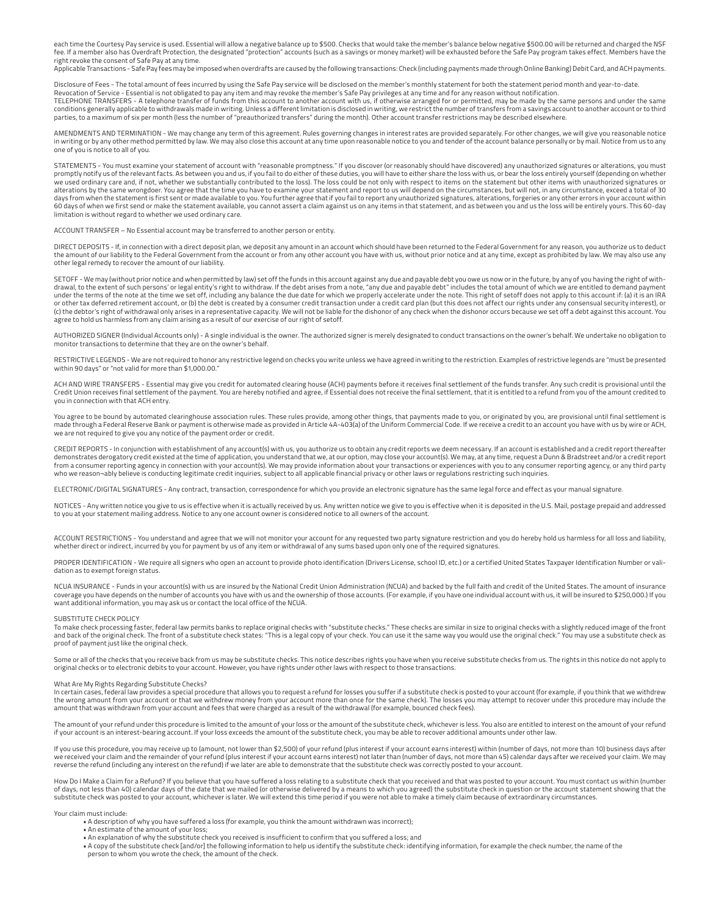each time the Courtesy Pay service is used. Essential will allow a negative balance up to $500. Checks that would take the member's balance below negative $500.00 will be returned and charged the NSF fee. If a member also has Overdraft Protection, the designated "protection" accounts (such as a savings or money market) will be exhausted before the Safe Pay program takes effect. Members have the right revoke the consent of Safe Pay at any time.

Applicable Transactions - Safe Pay fees may be imposed when overdrafts are caused by the following transactions: Check (including payments made through Online Banking) Debit Card, and ACH payments.

Disclosure of Fees - The total amount of fees incurred by using the Safe Pay service will be disclosed on the member's monthly statement for both the statement period month and year-to-date.

Revocation of Service - Essential is not obligated to pay any item and may revoke the member's Safe Pay privileges at any time and for any reason without notification.

TELEPHONE TRANSFERS - A telephone transfer of funds from this account to another account with us, if otherwise arranged for or permitted, may be made by the same persons and under the same conditions generally applicable to withdrawals made in writing. Unless a different limitation is disclosed in writing, we restrict the number of transfers from a savings account to another account or to third parties, to a maximum of six per month (less the number of "preauthorized transfers" during the month). Other account transfer restrictions may be described elsewhere.

AMENDMENTS AND TERMINATION - We may change any term of this agreement. Rules governing changes in interest rates are provided separately. For other changes, we will give you reasonable notice in writing or by any other method permitted by law. We may also close this account at any time upon reasonable notice to you and tender of the account balance personally or by mail. Notice from us to any one of you is notice to all of you.

STATEMENTS - You must examine your statement of account with "reasonable promptness." If you discover (or reasonably should have discovered) any unauthorized signatures or alterations, you must promptly notify us of the relevant facts. As between you and us, if you fail to do either of these duties, you will have to either share the loss with us, or bear the loss entirely yourself (depending on whether we used ordinary care and, if not, whether we substantially contributed to the loss). The loss could be not only with respect to items on the statement but other items with unauthorized signatures or alterations by the same wrongdoer. You agree that the time you have to examine your statement and report to us will depend on the circumstances, but will not, in any circumstance, exceed a total of 30 days from when the statement is first sent or made available to you. You further agree that if you fail to report any unauthorized signatures, alterations, forgeries or any other errors in your account within 60 days of when we first send or make the statement available, you cannot assert a claim against us on any items in that statement, and as between you and us the loss will be entirely yours. This 60-day limitation is without regard to whether we used ordinary care.

ACCOUNT TRANSFER – No Essential account may be transferred to another person or entity.

DIRECT DEPOSITS - If, in connection with a direct deposit plan, we deposit any amount in an account which should have been returned to the Federal Government for any reason, you authorize us to deduct the amount of our liability to the Federal Government from the account or from any other account you have with us, without prior notice and at any time, except as prohibited by law. We may also use any other legal remedy to recover the amount of our liability.

SETOFF - We may (without prior notice and when permitted by law) set off the funds in this account against any due and payable debt you owe us now or in the future, by any of you having the right of withdrawal, to the extent of such persons' or legal entity's right to withdraw. If the debt arises from a note, "any due and payable debt" includes the total amount of which we are entitled to demand payment under the terms of the note at the time we set off, including any balance the due date for which we properly accelerate under the note. This right of setoff does not apply to this account if: (a) it is an IRA or other tax deferred retirement account, or (b) the debt is created by a consumer credit transaction under a credit card plan (but this does not affect our rights under any consensual security interest), or (c) the debtor's right of withdrawal only arises in a representative capacity. We will not be liable for the dishonor of any check when the dishonor occurs because we set off a debt against this account. You agree to hold us harmless from any claim arising as a result of our exercise of our right of setoff.

AUTHORIZED SIGNER (Individual Accounts only) - A single individual is the owner. The authorized signer is merely designated to conduct transactions on the owner's behalf. We undertake no obligation to monitor transactions to determine that they are on the owner's behalf.

RESTRICTIVE LEGENDS - We are not required to honor any restrictive legend on checks you write unless we have agreed in writing to the restriction. Examples of restrictive legends are "must be presented within 90 days" or "not valid for more than $1,000.00."

ACH AND WIRE TRANSFERS - Essential may give you credit for automated clearing house (ACH) payments before it receives final settlement of the funds transfer. Any such credit is provisional until the Credit Union receives final settlement of the payment. You are hereby notified and agree, if Essential does not receive the final settlement, that it is entitled to a refund from you of the amount credited to you in connection with that ACH entry.

You agree to be bound by automated clearinghouse association rules. These rules provide, among other things, that payments made to you, or originated by you, are provisional until final settlement is made through a Federal Reserve Bank or payment is otherwise made as provided in Article 4A-403(a) of the Uniform Commercial Code. If we receive a credit to an account you have with us by wire or ACH, we are not required to give you any notice of the payment order or credit.

CREDIT REPORTS - In conjunction with establishment of any account(s) with us, you authorize us to obtain any credit reports we deem necessary. If an account is established and a credit report thereafter demonstrates derogatory credit existed at the time of application, you understand that we, at our option, may close your account(s). We may, at any time, request a Dunn & Bradstreet and/or a credit report from a consumer reporting agency in connection with your account(s). We may provide information about your transactions or experiences with you to any consumer reporting agency, or any third party who we reason¬ably believe is conducting legitimate credit inquiries, subject to all applicable financial privacy or other laws or regulations restricting such inquiries.

ELECTRONIC/DIGITAL SIGNATURES - Any contract, transaction, correspondence for which you provide an electronic signature has the same legal force and effect as your manual signature.

NOTICES - Any written notice you give to us is effective when it is actually received by us. Any written notice we give to you is effective when it is deposited in the U.S. Mail, postage prepaid and addressed to you at your statement mailing address. Notice to any one account owner is considered notice to all owners of the account.

ACCOUNT RESTRICTIONS - You understand and agree that we will not monitor your account for any requested two party signature restriction and you do hereby hold us harmless for all loss and liability, whether direct or indirect, incurred by you for payment by us of any item or withdrawal of any sums based upon only one of the required signatures.

PROPER IDENTIFICATION - We require all signers who open an account to provide photo identification (Drivers License, school ID, etc.) or a certified United States Taxpayer Identification Number or validation as to exempt foreign status.

NCUA INSURANCE - Funds in your account(s) with us are insured by the National Credit Union Administration (NCUA) and backed by the full faith and credit of the United States. The amount of insurance coverage you have depends on the number of accounts you have with us and the ownership of those accounts. (For example, if you have one individual account with us, it will be insured to $250,000.) If you want additional information, you may ask us or contact the local office of the NCUA.

SUBSTITUTE CHECK POLICY

To make check processing faster, federal law permits banks to replace original checks with "substitute checks." These checks are similar in size to original checks with a slightly reduced image of the front and back of the original check. The front of a substitute check states: "This is a legal copy of your check. You can use it the same way you would use the original check." You may use a substitute check as proof of payment just like the original check.

Some or all of the checks that you receive back from us may be substitute checks. This notice describes rights you have when you receive substitute checks from us. The rights in this notice do not apply to original checks or to electronic debits to your account. However, you have rights under other laws with respect to those transactions.

What Are My Rights Regarding Substitute Checks?

In certain cases, federal law provides a special procedure that allows you to request a refund for losses you suffer if a substitute check is posted to your account (for example, if you think that we withdrew the wrong amount from your account or that we withdrew money from your account more than once for the same check). The losses you may attempt to recover under this procedure may include the amount that was withdrawn from your account and fees that were charged as a result of the withdrawal (for example, bounced check fees).

The amount of your refund under this procedure is limited to the amount of your loss or the amount of the substitute check, whichever is less. You also are entitled to interest on the amount of your refund if your account is an interest-bearing account. If your loss exceeds the amount of the substitute check, you may be able to recover additional amounts under other law.

If you use this procedure, you may receive up to (amount, not lower than $2,500) of your refund (plus interest if your account earns interest) within (number of days, not more than 10) business days after we received your claim and the remainder of your refund (plus interest if your account earns interest) not later than (number of days, not more than 45) calendar days after we received your claim. We may reverse the refund (including any interest on the refund) if we later are able to demonstrate that the substitute check was correctly posted to your account.

How Do I Make a Claim for a Refund? If you believe that you have suffered a loss relating to a substitute check that you received and that was posted to your account. You must contact us within (number of days, not less than 40) calendar days of the date that we mailed (or otherwise delivered by a means to which you agreed) the substitute check in question or the account statement showing that the substitute check was posted to your account, whichever is later. We will extend this time period if you were not able to make a timely claim because of extraordinary circumstances.

Your claim must include:

- A description of why you have suffered a loss (for example, you think the amount withdrawn was incorrect);
- An estimate of the amount of your loss;
- An explanation of why the substitute check you received is insufficient to confirm that you suffered a loss; and
- A copy of the substitute check [and/or] the following information to help us identify the substitute check: identifying information, for example the check number, the name of the person to whom you wrote the check, the amount of the check.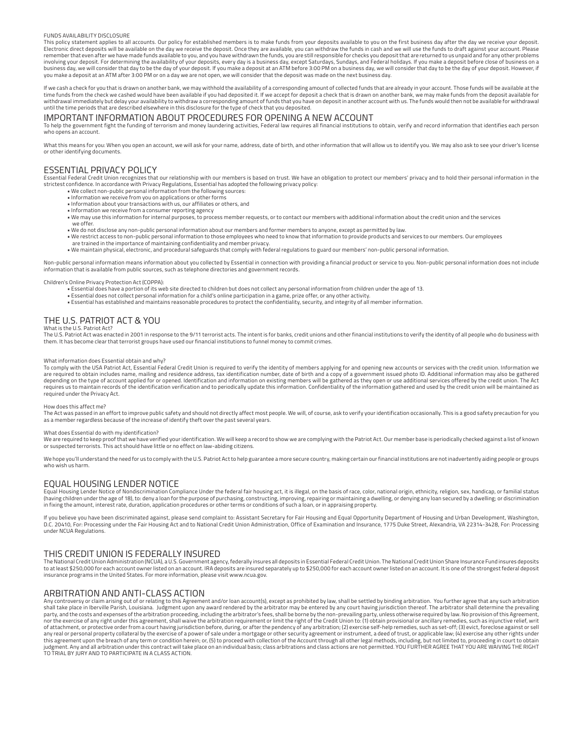FUNDS AVAILABILITY DISCLOSURE

This policy statement applies to all accounts. Our policy for established members is to make funds from your deposits available to you on the first business day after the day we receive your deposit. Electronic direct deposits will be available on the day we receive the deposit. Once they are available, you can withdraw the funds in cash and we will use the funds to draft against your account. Please remember that even after we have made funds available to you, and you have withdrawn the funds, you are still responsible for checks you deposit that are returned to us unpaid and for any other problems involving your deposit. For determining the availability of your deposits, every day is a business day, except Saturdays, Sundays, and Federal holidays. If you make a deposit before close of business on a business day, we will consider that day to be the day of your deposit. If you make a deposit at an ATM before 3:00 PM on a business day, we will consider that day to be the day of your deposit. However, if you make a deposit at an ATM after 3:00 PM or on a day we are not open, we will consider that the deposit was made on the next business day.

If we cash a check for you that is drawn on another bank, we may withhold the availability of a corresponding amount of collected funds that are already in your account. Those funds will be available at the time funds from the check we cashed would have been available if you had deposited it. If we accept for deposit a check that is drawn on another bank, we may make funds from the deposit available for withdrawal immediately but delay your availability to withdraw a corresponding amount of funds that you have on deposit in another account with us. The funds would then not be available for withdrawal until the time periods that are described elsewhere in this disclosure for the type of check that you deposited.

## IMPORTANT INFORMATION ABOUT PROCEDURES FOR OPENING A NEW ACCOUNT

To help the government fight the funding of terrorism and money laundering activities, Federal law requires all financial institutions to obtain, verify and record information that identifies each person who opens an account.

What this means for you: When you open an account, we will ask for your name, address, date of birth, and other information that will allow us to identify you. We may also ask to see your driver's license or other identifying documents.

## ESSENTIAL PRIVACY POLICY

Essential Federal Credit Union recognizes that our relationship with our members is based on trust. We have an obligation to protect our members' privacy and to hold their personal information in the strictest confidence. In accordance with Privacy Regulations, Essential has adopted the following privacy policy:

- We collect non-public personal information from the following sources:
- Information we receive from you on applications or other forms
- Information about your transactions with us, our affiliates or others, and
- Information we receive from a consumer reporting agency
- We may use this information for internal purposes, to process member requests, or to contact our members with additional information about the credit union and the services we offer.
- We do not disclose any non-public personal information about our members and former members to anyone, except as permitted by law.
- We restrict access to non-public personal information to those employees who need to know that information to provide products and services to our members. Our employees are trained in the importance of maintaining confidentiality and member privacy.
- We maintain physical, electronic, and procedural safeguards that comply with federal regulations to guard our members' non-public personal information.

Non-public personal information means information about you collected by Essential in connection with providing a financial product or service to you. Non-public personal information does not include information that is available from public sources, such as telephone directories and government records.

Children's Online Privacy Protection Act (COPPA):

- Essential does have a portion of its web site directed to children but does not collect any personal information from children under the age of 13.
- Essential does not collect personal information for a child's online participation in a game, prize offer, or any other activity.
- Essential has established and maintains reasonable procedures to protect the confidentiality, security, and integrity of all member information.

## THE U.S. PATRIOT ACT & YOU

What is the U.S. Patriot Act?

The U.S. Patriot Act was enacted in 2001 in response to the 9/11 terrorist acts. The intent is for banks, credit unions and other financial institutions to verify the identity of all people who do business with them. It has become clear that terrorist groups have used our financial institutions to funnel money to commit crimes.

What information does Essential obtain and why?

To comply with the USA Patriot Act, Essential Federal Credit Union is required to verify the identity of members applying for and opening new accounts or services with the credit union. Information we are required to obtain includes name, mailing and residence address, tax identification number, date of birth and a copy of a government issued photo ID. Additional information may also be gathered depending on the type of account applied for or opened. Identification and information on existing members will be gathered as they open or use additional services offered by the credit union. The Act requires us to maintain records of the identification verification and to periodically update this information. Confidentiality of the information gathered and used by the credit union will be maintained as required under the Privacy Act.

How does this affect me?

The Act was passed in an effort to improve public safety and should not directly affect most people. We will, of course, ask to verify your identification occasionally. This is a good safety precaution for you as a member regardless because of the increase of identify theft over the past several years.

What does Essential do with my identification?

We are required to keep proof that we have verified your identification. We will keep a record to show we are complying with the Patriot Act. Our member base is periodically checked against a list of known or suspected terrorists. This act should have little or no effect on law-abiding citizens.

We hope you'll understand the need for us to comply with the U.S. Patriot Act to help guarantee a more secure country, making certain our financial institutions are not inadvertently aiding people or groups who wish us harm.

## EQUAL HOUSING LENDER NOTICE

Equal Housing Lender Notice of Nondiscrimination Compliance Under the federal fair housing act, it is illegal, on the basis of race, color, national origin, ethnicity, religion, sex, handicap, or familial status (having children under the age of 18), to: deny a loan for the purpose of purchasing, constructing, improving, repairing or maintaining a dwelling, or denying any loan secured by a dwelling; or discrimination in fixing the amount, interest rate, duration, application procedures or other terms or conditions of such a loan, or in appraising property.

If you believe you have been discriminated against, please send complaint to: Assistant Secretary for Fair Housing and Equal Opportunity Department of Housing and Urban Development, Washington, D.C. 20410, For: Processing under the Fair Housing Act and to National Credit Union Administration, Office of Examination and Insurance, 1775 Duke Street, Alexandria, VA 22314-3428, For: Processing under NCUA Regulations.

## THIS CREDIT UNION IS FEDERALLY INSURED

The National Credit Union Administration (NCUA), a U.S. Government agency, federally insures all deposits in Essential Federal Credit Union. The National Credit Union Share Insurance Fund insures deposits to at least $250,000 for each account owner listed on an account. IRA deposits are insured separately up to $250,000 for each account owner listed on an account. It is one of the strongest federal deposit insurance programs in the United States. For more information, please visit www.ncua.gov.

## ARBITRATION AND ANTI-CLASS ACTION

Any controversy or claim arising out of or relating to this Agreement and/or loan account(s), except as prohibited by law, shall be settled by binding arbitration. You further agree that any such arbitration shall take place in Iberville Parish, Louisiana. Judgment upon any award rendered by the arbitrator may be entered by any court having jurisdiction thereof. The arbitrator shall determine the prevailing party, and the costs and expenses of the arbitration proceeding, including the arbitrator's fees, shall be borne by the non-prevailing party, unless otherwise required by law. No provision of this Agreement, nor the exercise of any right under this agreement, shall waive the arbitration requirement or limit the right of the Credit Union to: (1) obtain provisional or ancillary remedies, such as injunctive relief, writ of attachment, or protective order from a court having jurisdiction before, during, or after the pendency of any arbitration; (2) exercise self-help remedies, such as set-off; (3) evict, foreclose against or sell any real or personal property collateral by the exercise of a power of sale under a mortgage or other security agreement or instrument, a deed of trust, or applicable law; (4) exercise any other rights under this agreement upon the breach of any term or condition herein; or, (5) to proceed with collection of the Account through all other legal methods, including, but not limited to, proceeding in court to obtain judgment. Any and all arbitration under this contract will take place on an individual basis; class arbitrations and class actions are not permitted. YOU FURTHER AGREE THAT YOU ARE WAIVING THE RIGHT TO TRIAL BY JURY AND TO PARTICIPATE IN A CLASS ACTION.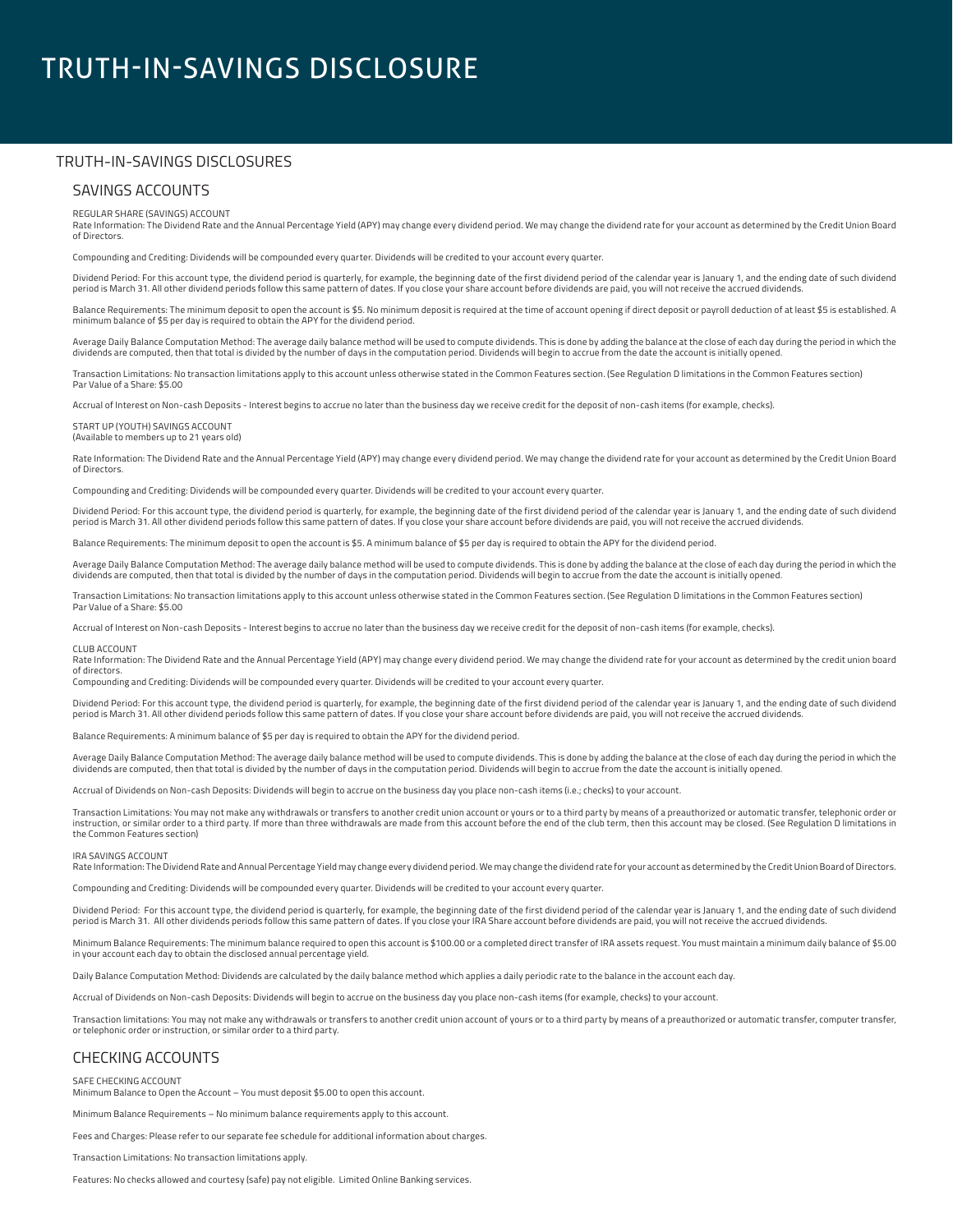# TRUTH-IN-SAVINGS DISCLOSURE

## TRUTH-IN-SAVINGS DISCLOSURES

### SAVINGS ACCOUNTS

REGULAR SHARE (SAVINGS) ACCOUNT
Rate Information: The Dividend Rate and the Annual Percentage Yield (APY) may change every dividend period. We may change the dividend rate for your account as determined by the Credit Union Board of Directors.

Compounding and Crediting: Dividends will be compounded every quarter. Dividends will be credited to your account every quarter.

Dividend Period: For this account type, the dividend period is quarterly, for example, the beginning date of the first dividend period of the calendar year is January 1, and the ending date of such dividend period is March 31. All other dividend periods follow this same pattern of dates. If you close your share account before dividends are paid, you will not receive the accrued dividends.

Balance Requirements: The minimum deposit to open the account is $5. No minimum deposit is required at the time of account opening if direct deposit or payroll deduction of at least $5 is established. A minimum balance of $5 per day is required to obtain the APY for the dividend period.

Average Daily Balance Computation Method: The average daily balance method will be used to compute dividends. This is done by adding the balance at the close of each day during the period in which the dividends are computed, then that total is divided by the number of days in the computation period. Dividends will begin to accrue from the date the account is initially opened.

Transaction Limitations: No transaction limitations apply to this account unless otherwise stated in the Common Features section. (See Regulation D limitations in the Common Features section)
Par Value of a Share: $5.00

Accrual of Interest on Non-cash Deposits - Interest begins to accrue no later than the business day we receive credit for the deposit of non-cash items (for example, checks).

START UP (YOUTH) SAVINGS ACCOUNT
(Available to members up to 21 years old)

Rate Information: The Dividend Rate and the Annual Percentage Yield (APY) may change every dividend period. We may change the dividend rate for your account as determined by the Credit Union Board of Directors.

Compounding and Crediting: Dividends will be compounded every quarter. Dividends will be credited to your account every quarter.

Dividend Period: For this account type, the dividend period is quarterly, for example, the beginning date of the first dividend period of the calendar year is January 1, and the ending date of such dividend period is March 31. All other dividend periods follow this same pattern of dates. If you close your share account before dividends are paid, you will not receive the accrued dividends.

Balance Requirements: The minimum deposit to open the account is $5. A minimum balance of $5 per day is required to obtain the APY for the dividend period.

Average Daily Balance Computation Method: The average daily balance method will be used to compute dividends. This is done by adding the balance at the close of each day during the period in which the dividends are computed, then that total is divided by the number of days in the computation period. Dividends will begin to accrue from the date the account is initially opened.

Transaction Limitations: No transaction limitations apply to this account unless otherwise stated in the Common Features section. (See Regulation D limitations in the Common Features section)
Par Value of a Share: $5.00

Accrual of Interest on Non-cash Deposits - Interest begins to accrue no later than the business day we receive credit for the deposit of non-cash items (for example, checks).

CLUB ACCOUNT
Rate Information: The Dividend Rate and the Annual Percentage Yield (APY) may change every dividend period. We may change the dividend rate for your account as determined by the credit union board of directors.
Compounding and Crediting: Dividends will be compounded every quarter. Dividends will be credited to your account every quarter.

Dividend Period: For this account type, the dividend period is quarterly, for example, the beginning date of the first dividend period of the calendar year is January 1, and the ending date of such dividend period is March 31. All other dividend periods follow this same pattern of dates. If you close your share account before dividends are paid, you will not receive the accrued dividends.

Balance Requirements: A minimum balance of $5 per day is required to obtain the APY for the dividend period.

Average Daily Balance Computation Method: The average daily balance method will be used to compute dividends. This is done by adding the balance at the close of each day during the period in which the dividends are computed, then that total is divided by the number of days in the computation period. Dividends will begin to accrue from the date the account is initially opened.

Accrual of Dividends on Non-cash Deposits: Dividends will begin to accrue on the business day you place non-cash items (i.e.; checks) to your account.

Transaction Limitations: You may not make any withdrawals or transfers to another credit union account or yours or to a third party by means of a preauthorized or automatic transfer, telephonic order or instruction, or similar order to a third party. If more than three withdrawals are made from this account before the end of the club term, then this account may be closed. (See Regulation D limitations in the Common Features section)

IRA SAVINGS ACCOUNT
Rate Information: The Dividend Rate and Annual Percentage Yield may change every dividend period. We may change the dividend rate for your account as determined by the Credit Union Board of Directors.

Compounding and Crediting: Dividends will be compounded every quarter. Dividends will be credited to your account every quarter.

Dividend Period: For this account type, the dividend period is quarterly, for example, the beginning date of the first dividend period of the calendar year is January 1, and the ending date of such dividend period is March 31. All other dividends periods follow this same pattern of dates. If you close your IRA Share account before dividends are paid, you will not receive the accrued dividends.

Minimum Balance Requirements: The minimum balance required to open this account is $100.00 or a completed direct transfer of IRA assets request. You must maintain a minimum daily balance of $5.00 in your account each day to obtain the disclosed annual percentage yield.

Daily Balance Computation Method: Dividends are calculated by the daily balance method which applies a daily periodic rate to the balance in the account each day.

Accrual of Dividends on Non-cash Deposits: Dividends will begin to accrue on the business day you place non-cash items (for example, checks) to your account.

Transaction limitations: You may not make any withdrawals or transfers to another credit union account of yours or to a third party by means of a preauthorized or automatic transfer, computer transfer, or telephonic order or instruction, or similar order to a third party.

### CHECKING ACCOUNTS

SAFE CHECKING ACCOUNT
Minimum Balance to Open the Account – You must deposit $5.00 to open this account.

Minimum Balance Requirements – No minimum balance requirements apply to this account.

Fees and Charges: Please refer to our separate fee schedule for additional information about charges.

Transaction Limitations: No transaction limitations apply.

Features: No checks allowed and courtesy (safe) pay not eligible. Limited Online Banking services.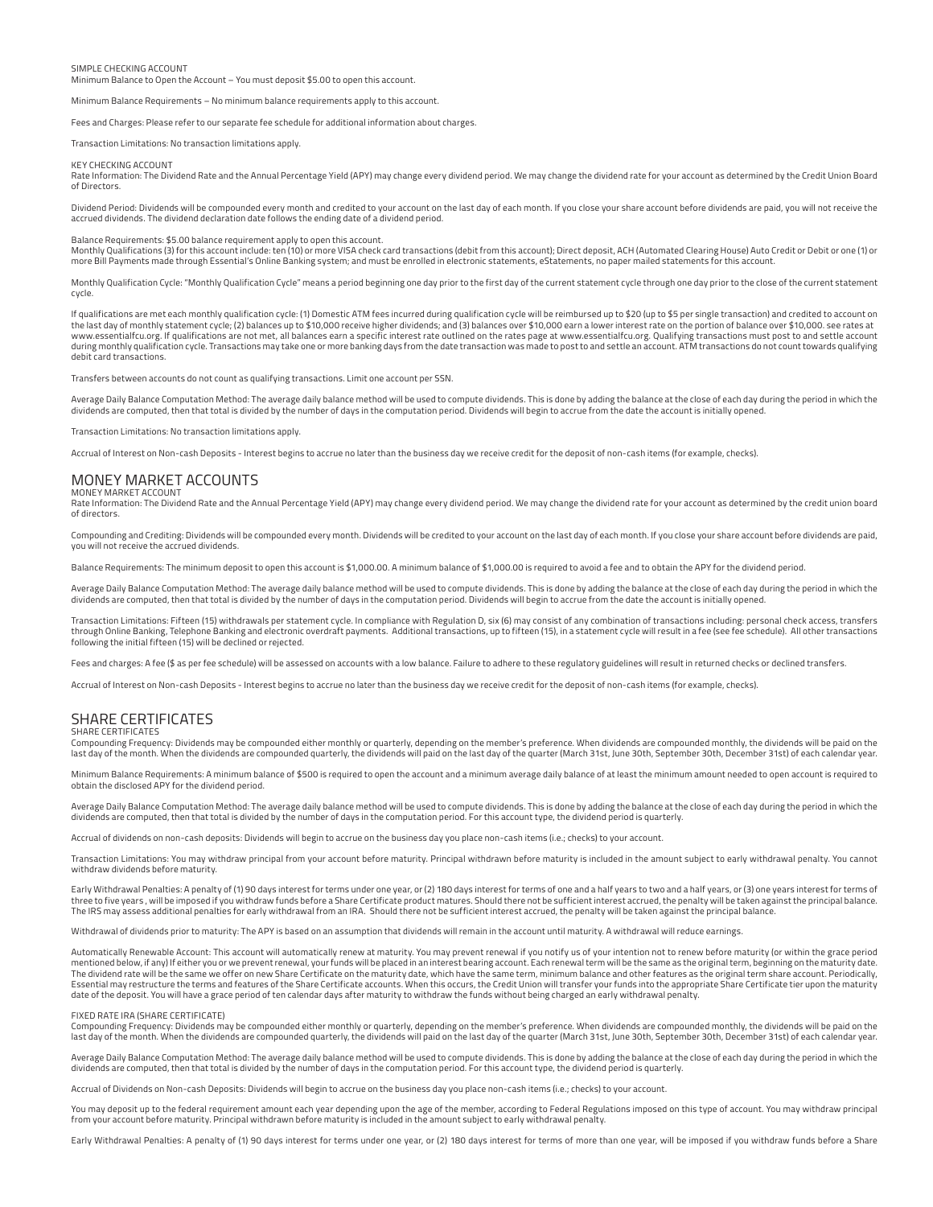SIMPLE CHECKING ACCOUNT

Minimum Balance to Open the Account – You must deposit $5.00 to open this account.

Minimum Balance Requirements – No minimum balance requirements apply to this account.

Fees and Charges: Please refer to our separate fee schedule for additional information about charges.

Transaction Limitations: No transaction limitations apply.

KEY CHECKING ACCOUNT

Rate Information: The Dividend Rate and the Annual Percentage Yield (APY) may change every dividend period. We may change the dividend rate for your account as determined by the Credit Union Board of Directors.

Dividend Period: Dividends will be compounded every month and credited to your account on the last day of each month. If you close your share account before dividends are paid, you will not receive the accrued dividends. The dividend declaration date follows the ending date of a dividend period.

Balance Requirements: $5.00 balance requirement apply to open this account.

Monthly Qualifications (3) for this account include: ten (10) or more VISA check card transactions (debit from this account); Direct deposit, ACH (Automated Clearing House) Auto Credit or Debit or one (1) or more Bill Payments made through Essential's Online Banking system; and must be enrolled in electronic statements, eStatements, no paper mailed statements for this account.

Monthly Qualification Cycle: "Monthly Qualification Cycle" means a period beginning one day prior to the first day of the current statement cycle through one day prior to the close of the current statement cycle.

If qualifications are met each monthly qualification cycle: (1) Domestic ATM fees incurred during qualification cycle will be reimbursed up to $20 (up to $5 per single transaction) and credited to account on the last day of monthly statement cycle; (2) balances up to $10,000 receive higher dividends; and (3) balances over $10,000 earn a lower interest rate on the portion of balance over $10,000. see rates at www.essentialfcu.org. If qualifications are not met, all balances earn a specific interest rate outlined on the rates page at www.essentialfcu.org. Qualifying transactions must post to and settle account during monthly qualification cycle. Transactions may take one or more banking days from the date transaction was made to post to and settle an account. ATM transactions do not count towards qualifying debit card transactions.

Transfers between accounts do not count as qualifying transactions. Limit one account per SSN.

Average Daily Balance Computation Method: The average daily balance method will be used to compute dividends. This is done by adding the balance at the close of each day during the period in which the dividends are computed, then that total is divided by the number of days in the computation period. Dividends will begin to accrue from the date the account is initially opened.

Transaction Limitations: No transaction limitations apply.

Accrual of Interest on Non-cash Deposits - Interest begins to accrue no later than the business day we receive credit for the deposit of non-cash items (for example, checks).

## MONEY MARKET ACCOUNTS

MONEY MARKET ACCOUNT

Rate Information: The Dividend Rate and the Annual Percentage Yield (APY) may change every dividend period. We may change the dividend rate for your account as determined by the credit union board of directors.

Compounding and Crediting: Dividends will be compounded every month. Dividends will be credited to your account on the last day of each month. If you close your share account before dividends are paid, you will not receive the accrued dividends.

Balance Requirements: The minimum deposit to open this account is $1,000.00. A minimum balance of $1,000.00 is required to avoid a fee and to obtain the APY for the dividend period.

Average Daily Balance Computation Method: The average daily balance method will be used to compute dividends. This is done by adding the balance at the close of each day during the period in which the dividends are computed, then that total is divided by the number of days in the computation period. Dividends will begin to accrue from the date the account is initially opened.

Transaction Limitations: Fifteen (15) withdrawals per statement cycle. In compliance with Regulation D, six (6) may consist of any combination of transactions including: personal check access, transfers through Online Banking, Telephone Banking and electronic overdraft payments. Additional transactions, up to fifteen (15), in a statement cycle will result in a fee (see fee schedule). All other transactions following the initial fifteen (15) will be declined or rejected.

Fees and charges: A fee ($ as per fee schedule) will be assessed on accounts with a low balance. Failure to adhere to these regulatory guidelines will result in returned checks or declined transfers.

Accrual of Interest on Non-cash Deposits - Interest begins to accrue no later than the business day we receive credit for the deposit of non-cash items (for example, checks).

## SHARE CERTIFICATES

SHARE CERTIFICATES

Compounding Frequency: Dividends may be compounded either monthly or quarterly, depending on the member's preference. When dividends are compounded monthly, the dividends will be paid on the last day of the month. When the dividends are compounded quarterly, the dividends will paid on the last day of the quarter (March 31st, June 30th, September 30th, December 31st) of each calendar year.

Minimum Balance Requirements: A minimum balance of $500 is required to open the account and a minimum average daily balance of at least the minimum amount needed to open account is required to obtain the disclosed APY for the dividend period.

Average Daily Balance Computation Method: The average daily balance method will be used to compute dividends. This is done by adding the balance at the close of each day during the period in which the dividends are computed, then that total is divided by the number of days in the computation period. For this account type, the dividend period is quarterly.

Accrual of dividends on non-cash deposits: Dividends will begin to accrue on the business day you place non-cash items (i.e.; checks) to your account.

Transaction Limitations: You may withdraw principal from your account before maturity. Principal withdrawn before maturity is included in the amount subject to early withdrawal penalty. You cannot withdraw dividends before maturity.

Early Withdrawal Penalties: A penalty of (1) 90 days interest for terms under one year, or (2) 180 days interest for terms of one and a half years to two and a half years, or (3) one years interest for terms of three to five years , will be imposed if you withdraw funds before a Share Certificate product matures. Should there not be sufficient interest accrued, the penalty will be taken against the principal balance. The IRS may assess additional penalties for early withdrawal from an IRA. Should there not be sufficient interest accrued, the penalty will be taken against the principal balance.

Withdrawal of dividends prior to maturity: The APY is based on an assumption that dividends will remain in the account until maturity. A withdrawal will reduce earnings.

Automatically Renewable Account: This account will automatically renew at maturity. You may prevent renewal if you notify us of your intention not to renew before maturity (or within the grace period mentioned below, if any) If either you or we prevent renewal, your funds will be placed in an interest bearing account. Each renewal term will be the same as the original term, beginning on the maturity date. The dividend rate will be the same we offer on new Share Certificate on the maturity date, which have the same term, minimum balance and other features as the original term share account. Periodically, Essential may restructure the terms and features of the Share Certificate accounts. When this occurs, the Credit Union will transfer your funds into the appropriate Share Certificate tier upon the maturity date of the deposit. You will have a grace period of ten calendar days after maturity to withdraw the funds without being charged an early withdrawal penalty.

FIXED RATE IRA (SHARE CERTIFICATE)

Compounding Frequency: Dividends may be compounded either monthly or quarterly, depending on the member's preference. When dividends are compounded monthly, the dividends will be paid on the last day of the month. When the dividends are compounded quarterly, the dividends will paid on the last day of the quarter (March 31st, June 30th, September 30th, December 31st) of each calendar year.

Average Daily Balance Computation Method: The average daily balance method will be used to compute dividends. This is done by adding the balance at the close of each day during the period in which the dividends are computed, then that total is divided by the number of days in the computation period. For this account type, the dividend period is quarterly.

Accrual of Dividends on Non-cash Deposits: Dividends will begin to accrue on the business day you place non-cash items (i.e.; checks) to your account.

You may deposit up to the federal requirement amount each year depending upon the age of the member, according to Federal Regulations imposed on this type of account. You may withdraw principal from your account before maturity. Principal withdrawn before maturity is included in the amount subject to early withdrawal penalty.

Early Withdrawal Penalties: A penalty of (1) 90 days interest for terms under one year, or (2) 180 days interest for terms of more than one year, will be imposed if you withdraw funds before a Share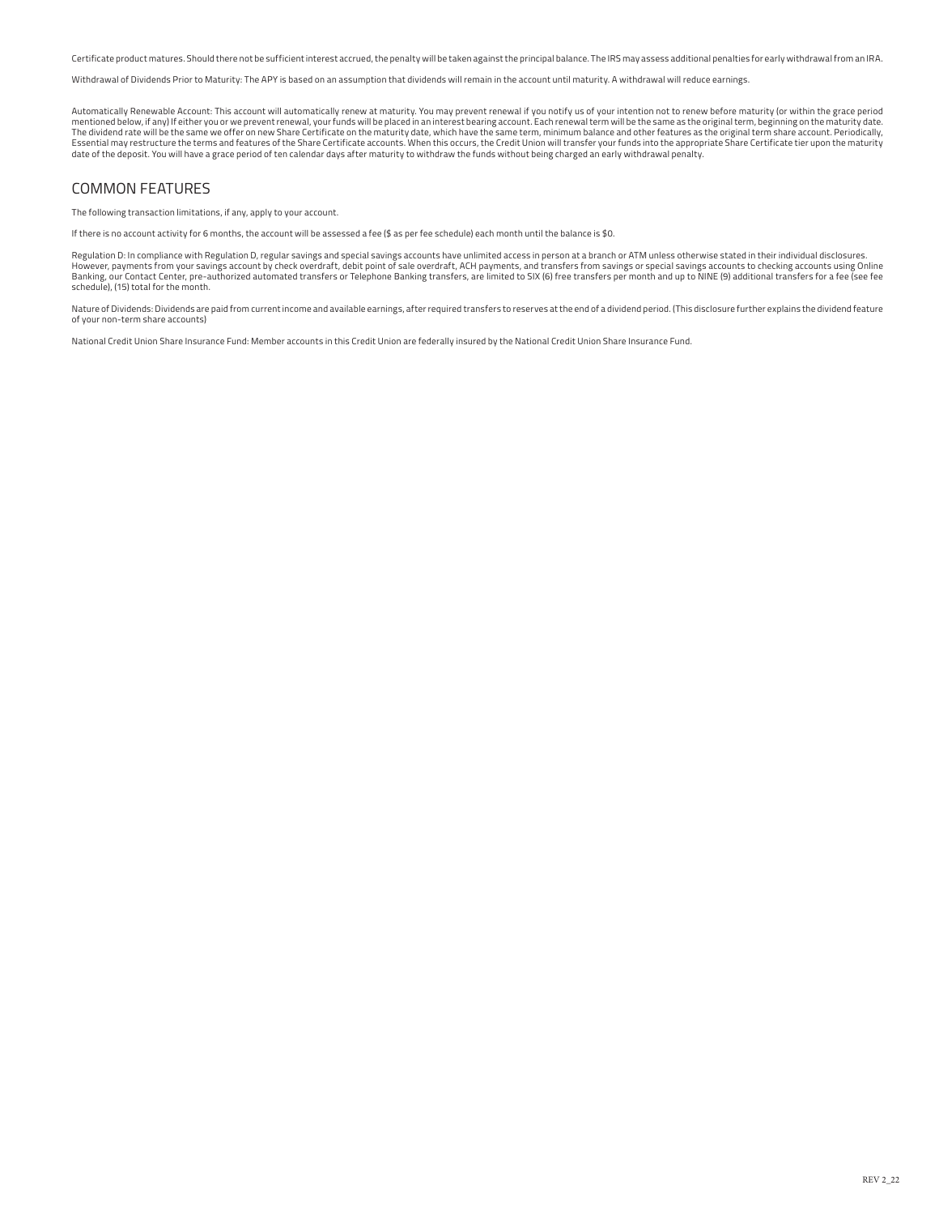Certificate product matures. Should there not be sufficient interest accrued, the penalty will be taken against the principal balance. The IRS may assess additional penalties for early withdrawal from an IRA.

Withdrawal of Dividends Prior to Maturity: The APY is based on an assumption that dividends will remain in the account until maturity. A withdrawal will reduce earnings.

Automatically Renewable Account: This account will automatically renew at maturity. You may prevent renewal if you notify us of your intention not to renew before maturity (or within the grace period mentioned below, if any) If either you or we prevent renewal, your funds will be placed in an interest bearing account. Each renewal term will be the same as the original term, beginning on the maturity date. The dividend rate will be the same we offer on new Share Certificate on the maturity date, which have the same term, minimum balance and other features as the original term share account. Periodically, Essential may restructure the terms and features of the Share Certificate accounts. When this occurs, the Credit Union will transfer your funds into the appropriate Share Certificate tier upon the maturity date of the deposit. You will have a grace period of ten calendar days after maturity to withdraw the funds without being charged an early withdrawal penalty.

## COMMON FEATURES

The following transaction limitations, if any, apply to your account.

If there is no account activity for 6 months, the account will be assessed a fee ($ as per fee schedule) each month until the balance is $0.

Regulation D: In compliance with Regulation D, regular savings and special savings accounts have unlimited access in person at a branch or ATM unless otherwise stated in their individual disclosures. However, payments from your savings account by check overdraft, debit point of sale overdraft, ACH payments, and transfers from savings or special savings accounts to checking accounts using Online Banking, our Contact Center, pre-authorized automated transfers or Telephone Banking transfers, are limited to SIX (6) free transfers per month and up to NINE (9) additional transfers for a fee (see fee schedule), (15) total for the month.

Nature of Dividends: Dividends are paid from current income and available earnings, after required transfers to reserves at the end of a dividend period. (This disclosure further explains the dividend feature of your non-term share accounts)

National Credit Union Share Insurance Fund: Member accounts in this Credit Union are federally insured by the National Credit Union Share Insurance Fund.

REV 2_22